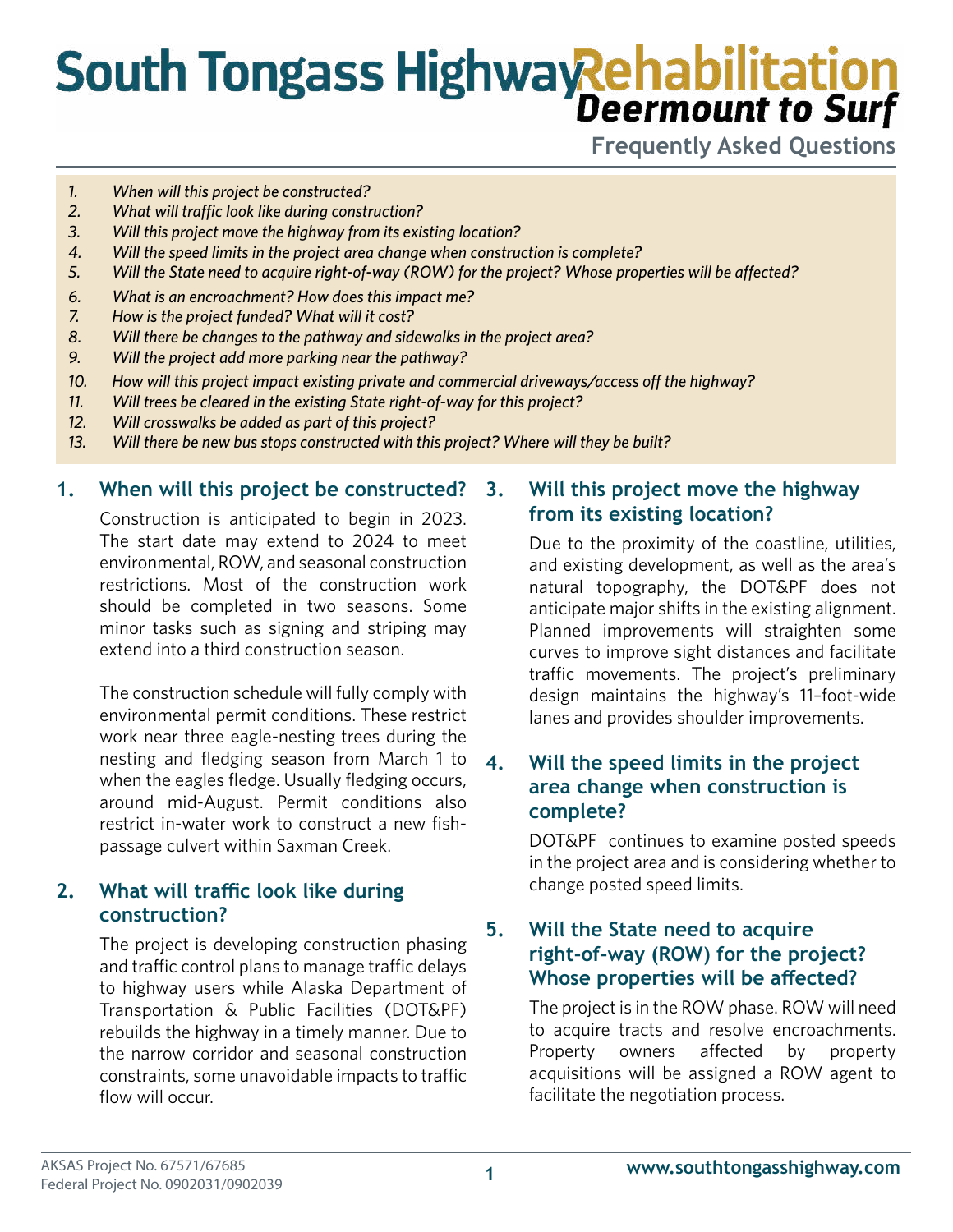# South Tongass Highway Rehabilitation

## Deermount to Surf

### Frequently Asked Questions

1. *When will this project be constructed?*
2. *What will traffic look like during construction?*
3. *Will this project move the highway from its existing location?*
4. *Will the speed limits in the project area change when construction is complete?*
5. *Will the State need to acquire right-of-way (ROW) for the project? Whose properties will be affected?*
6. *What is an encroachment? How does this impact me?*
7. *How is the project funded? What will it cost?*
8. *Will there be changes to the pathway and sidewalks in the project area?*
9. *Will the project add more parking near the pathway?*
10. *How will this project impact existing private and commercial driveways/access off the highway?*
11. *Will trees be cleared in the existing State right-of-way for this project?*
12. *Will crosswalks be added as part of this project?*
13. *Will there be new bus stops constructed with this project? Where will they be built?*

## 1. When will this project be constructed?

Construction is anticipated to begin in 2023. The start date may extend to 2024 to meet environmental, ROW, and seasonal construction restrictions. Most of the construction work should be completed in two seasons. Some minor tasks such as signing and striping may extend into a third construction season.

The construction schedule will fully comply with environmental permit conditions. These restrict work near three eagle-nesting trees during the nesting and fledging season from March 1 to when the eagles fledge. Usually fledging occurs, around mid-August. Permit conditions also restrict in-water work to construct a new fish-passage culvert within Saxman Creek.

## 2. What will traffic look like during construction?

The project is developing construction phasing and traffic control plans to manage traffic delays to highway users while Alaska Department of Transportation & Public Facilities (DOT&PF) rebuilds the highway in a timely manner. Due to the narrow corridor and seasonal construction constraints, some unavoidable impacts to traffic flow will occur.

## 3. Will this project move the highway from its existing location?

Due to the proximity of the coastline, utilities, and existing development, as well as the area's natural topography, the DOT&PF does not anticipate major shifts in the existing alignment. Planned improvements will straighten some curves to improve sight distances and facilitate traffic movements. The project's preliminary design maintains the highway's 11-foot-wide lanes and provides shoulder improvements.

## 4. Will the speed limits in the project area change when construction is complete?

DOT&PF continues to examine posted speeds in the project area and is considering whether to change posted speed limits.

## 5. Will the State need to acquire right-of-way (ROW) for the project? Whose properties will be affected?

The project is in the ROW phase. ROW will need to acquire tracts and resolve encroachments. Property owners affected by property acquisitions will be assigned a ROW agent to facilitate the negotiation process.

AKSAS Project No. 67571/67685
Federal Project No. 0902031/0902039

www.southtongasshighway.com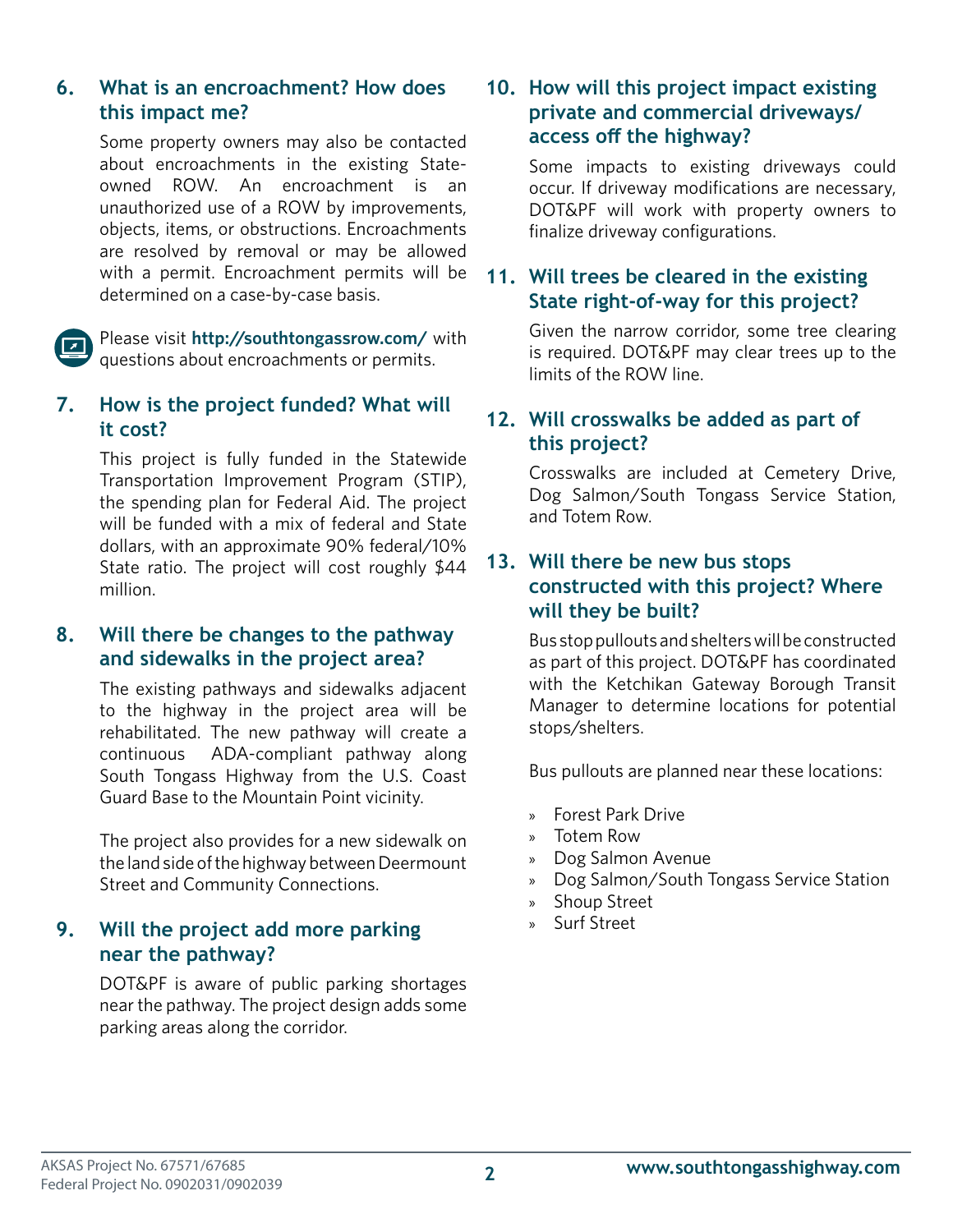## 6. What is an encroachment? How does this impact me?

Some property owners may also be contacted about encroachments in the existing State-owned ROW. An encroachment is an unauthorized use of a ROW by improvements, objects, items, or obstructions. Encroachments are resolved by removal or may be allowed with a permit. Encroachment permits will be determined on a case-by-case basis.

Please visit **http://southtongassrow.com/** with questions about encroachments or permits.

## 7. How is the project funded? What will it cost?

This project is fully funded in the Statewide Transportation Improvement Program (STIP), the spending plan for Federal Aid. The project will be funded with a mix of federal and State dollars, with an approximate 90% federal/10% State ratio. The project will cost roughly $44 million.

## 8. Will there be changes to the pathway and sidewalks in the project area?

The existing pathways and sidewalks adjacent to the highway in the project area will be rehabilitated. The new pathway will create a continuous ADA-compliant pathway along South Tongass Highway from the U.S. Coast Guard Base to the Mountain Point vicinity.

The project also provides for a new sidewalk on the land side of the highway between Deermount Street and Community Connections.

## 9. Will the project add more parking near the pathway?

DOT&PF is aware of public parking shortages near the pathway. The project design adds some parking areas along the corridor.

## 10. How will this project impact existing private and commercial driveways/ access off the highway?

Some impacts to existing driveways could occur. If driveway modifications are necessary, DOT&PF will work with property owners to finalize driveway configurations.

## 11. Will trees be cleared in the existing State right-of-way for this project?

Given the narrow corridor, some tree clearing is required. DOT&PF may clear trees up to the limits of the ROW line.

## 12. Will crosswalks be added as part of this project?

Crosswalks are included at Cemetery Drive, Dog Salmon/South Tongass Service Station, and Totem Row.

## 13. Will there be new bus stops constructed with this project? Where will they be built?

Bus stop pullouts and shelters will be constructed as part of this project. DOT&PF has coordinated with the Ketchikan Gateway Borough Transit Manager to determine locations for potential stops/shelters.

Bus pullouts are planned near these locations:

- Forest Park Drive
- Totem Row
- Dog Salmon Avenue
- Dog Salmon/South Tongass Service Station
- Shoup Street
- Surf Street